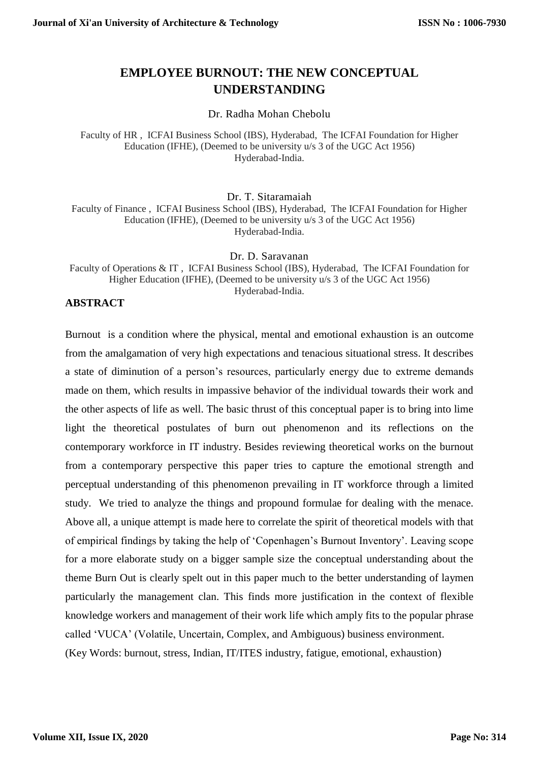# EMPLOYEE BURNOUT: THE NEW CONCEPTUAL UNDERSTANDING

Dr. Radha Mohan Chebolu

Faculty of HR , ICFAI Business School (IBS), Hyderabad, The ICFAI Foundation for Higher Education (IFHE), (Deemed to be university u/s 3 of the UGC Act 1956) Hyderabad-India.

Dr. T. Sitaramaiah

Faculty of Finance , ICFAI Business School (IBS), Hyderabad, The ICFAI Foundation for Higher Education (IFHE), (Deemed to be university u/s 3 of the UGC Act 1956) Hyderabad-India.

Dr. D. Saravanan

Faculty of Operations & IT , ICFAI Business School (IBS), Hyderabad, The ICFAI Foundation for Higher Education (IFHE), (Deemed to be university u/s 3 of the UGC Act 1956) Hyderabad-India.

## ABSTRACT

Burnout is a condition where the physical, mental and emotional exhaustion is an outcome from the amalgamation of very high expectations and tenacious situational stress. It describes a state of diminution of a person's resources, particularly energy due to extreme demands made on them, which results in impassive behavior of the individual towards their work and the other aspects of life as well. The basic thrust of this conceptual paper is to bring into lime light the theoretical postulates of burn out phenomenon and its reflections on the contemporary workforce in IT industry. Besides reviewing theoretical works on the burnout from a contemporary perspective this paper tries to capture the emotional strength and perceptual understanding of this phenomenon prevailing in IT workforce through a limited study. We tried to analyze the things and propound formulae for dealing with the menace. Above all, a unique attempt is made here to correlate the spirit of theoretical models with that of empirical findings by taking the help of 'Copenhagen's Burnout Inventory'. Leaving scope for a more elaborate study on a bigger sample size the conceptual understanding about the theme Burn Out is clearly spelt out in this paper much to the better understanding of laymen particularly the management clan. This finds more justification in the context of flexible knowledge workers and management of their work life which amply fits to the popular phrase called 'VUCA' (Volatile, Uncertain, Complex, and Ambiguous) business environment.

(Key Words: burnout, stress, Indian, IT/ITES industry, fatigue, emotional, exhaustion)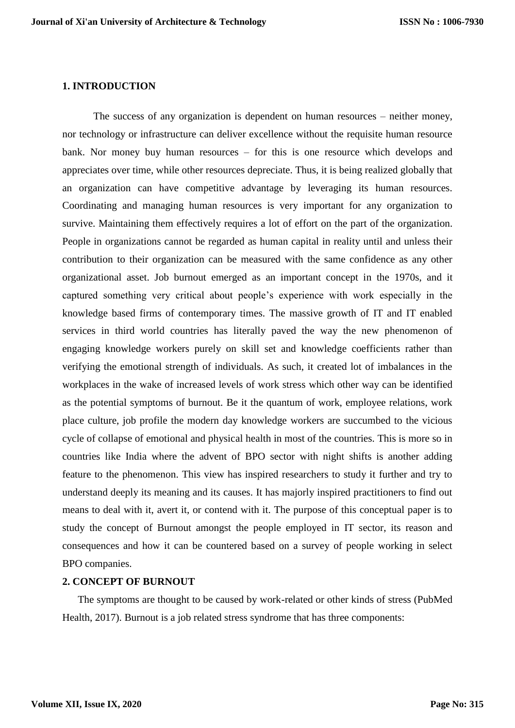## 1. INTRODUCTION

The success of any organization is dependent on human resources – neither money, nor technology or infrastructure can deliver excellence without the requisite human resource bank. Nor money buy human resources – for this is one resource which develops and appreciates over time, while other resources depreciate. Thus, it is being realized globally that an organization can have competitive advantage by leveraging its human resources. Coordinating and managing human resources is very important for any organization to survive. Maintaining them effectively requires a lot of effort on the part of the organization. People in organizations cannot be regarded as human capital in reality until and unless their contribution to their organization can be measured with the same confidence as any other organizational asset. Job burnout emerged as an important concept in the 1970s, and it captured something very critical about people's experience with work especially in the knowledge based firms of contemporary times. The massive growth of IT and IT enabled services in third world countries has literally paved the way the new phenomenon of engaging knowledge workers purely on skill set and knowledge coefficients rather than verifying the emotional strength of individuals. As such, it created lot of imbalances in the workplaces in the wake of increased levels of work stress which other way can be identified as the potential symptoms of burnout. Be it the quantum of work, employee relations, work place culture, job profile the modern day knowledge workers are succumbed to the vicious cycle of collapse of emotional and physical health in most of the countries. This is more so in countries like India where the advent of BPO sector with night shifts is another adding feature to the phenomenon. This view has inspired researchers to study it further and try to understand deeply its meaning and its causes. It has majorly inspired practitioners to find out means to deal with it, avert it, or contend with it. The purpose of this conceptual paper is to study the concept of Burnout amongst the people employed in IT sector, its reason and consequences and how it can be countered based on a survey of people working in select BPO companies.

## 2. CONCEPT OF BURNOUT

The symptoms are thought to be caused by work-related or other kinds of stress (PubMed Health, 2017). Burnout is a job related stress syndrome that has three components: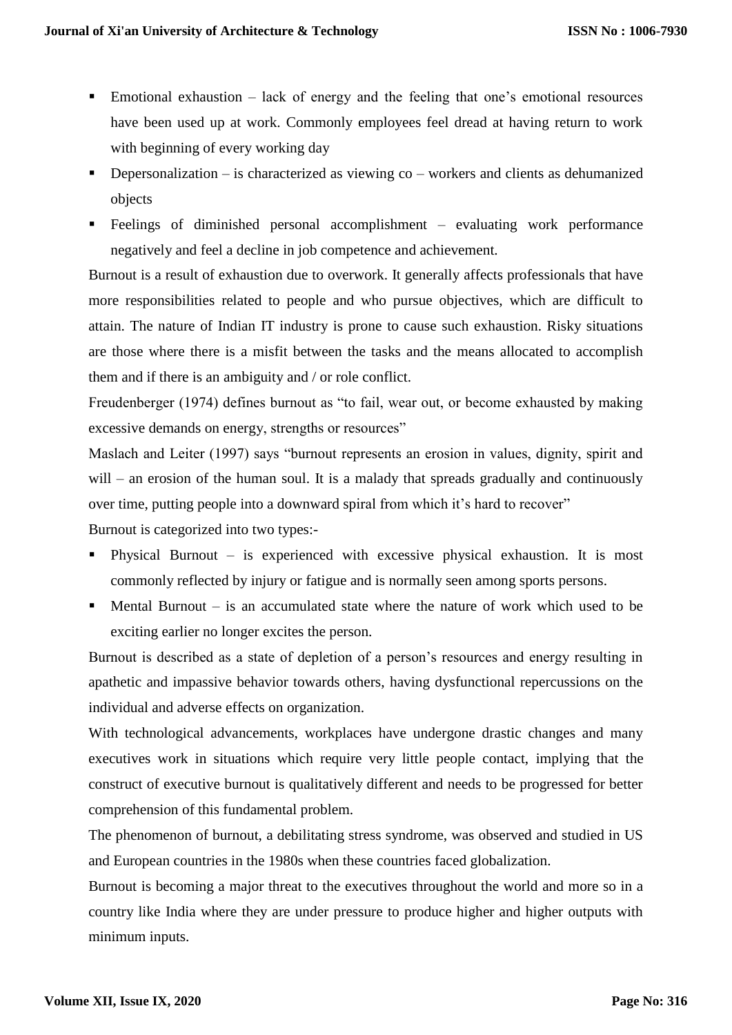- Emotional exhaustion – lack of energy and the feeling that one's emotional resources have been used up at work. Commonly employees feel dread at having return to work with beginning of every working day
- Depersonalization – is characterized as viewing co – workers and clients as dehumanized objects
- Feelings of diminished personal accomplishment – evaluating work performance negatively and feel a decline in job competence and achievement.

Burnout is a result of exhaustion due to overwork. It generally affects professionals that have more responsibilities related to people and who pursue objectives, which are difficult to attain. The nature of Indian IT industry is prone to cause such exhaustion. Risky situations are those where there is a misfit between the tasks and the means allocated to accomplish them and if there is an ambiguity and / or role conflict.

Freudenberger (1974) defines burnout as "to fail, wear out, or become exhausted by making excessive demands on energy, strengths or resources"

Maslach and Leiter (1997) says "burnout represents an erosion in values, dignity, spirit and will – an erosion of the human soul. It is a malady that spreads gradually and continuously over time, putting people into a downward spiral from which it's hard to recover"

Burnout is categorized into two types:-

- Physical Burnout – is experienced with excessive physical exhaustion. It is most commonly reflected by injury or fatigue and is normally seen among sports persons.
- Mental Burnout – is an accumulated state where the nature of work which used to be exciting earlier no longer excites the person.

Burnout is described as a state of depletion of a person's resources and energy resulting in apathetic and impassive behavior towards others, having dysfunctional repercussions on the individual and adverse effects on organization.

With technological advancements, workplaces have undergone drastic changes and many executives work in situations which require very little people contact, implying that the construct of executive burnout is qualitatively different and needs to be progressed for better comprehension of this fundamental problem.

The phenomenon of burnout, a debilitating stress syndrome, was observed and studied in US and European countries in the 1980s when these countries faced globalization.

Burnout is becoming a major threat to the executives throughout the world and more so in a country like India where they are under pressure to produce higher and higher outputs with minimum inputs.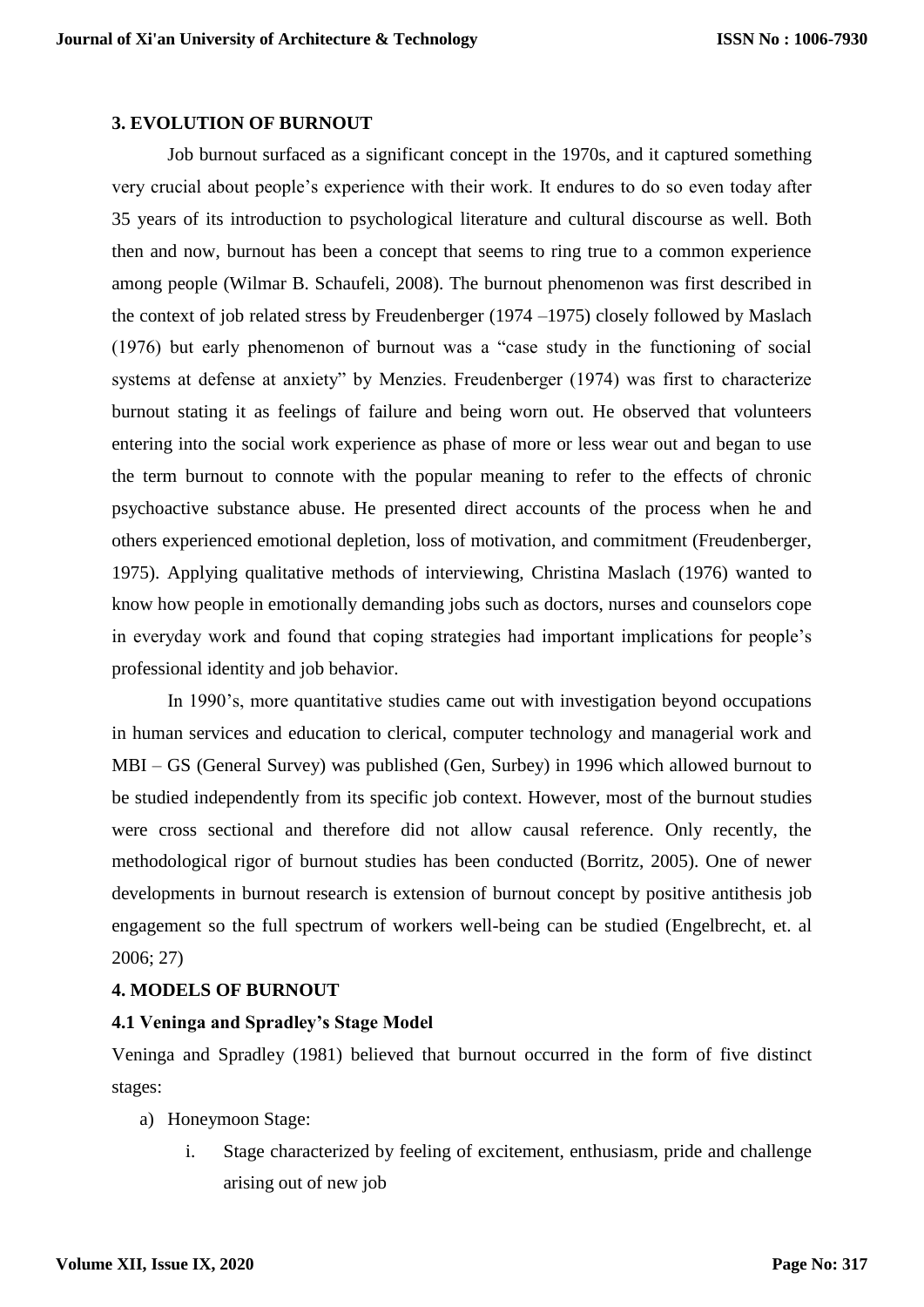## 3. EVOLUTION OF BURNOUT

Job burnout surfaced as a significant concept in the 1970s, and it captured something very crucial about people's experience with their work. It endures to do so even today after 35 years of its introduction to psychological literature and cultural discourse as well. Both then and now, burnout has been a concept that seems to ring true to a common experience among people (Wilmar B. Schaufeli, 2008). The burnout phenomenon was first described in the context of job related stress by Freudenberger (1974 –1975) closely followed by Maslach (1976) but early phenomenon of burnout was a "case study in the functioning of social systems at defense at anxiety" by Menzies. Freudenberger (1974) was first to characterize burnout stating it as feelings of failure and being worn out. He observed that volunteers entering into the social work experience as phase of more or less wear out and began to use the term burnout to connote with the popular meaning to refer to the effects of chronic psychoactive substance abuse. He presented direct accounts of the process when he and others experienced emotional depletion, loss of motivation, and commitment (Freudenberger, 1975). Applying qualitative methods of interviewing, Christina Maslach (1976) wanted to know how people in emotionally demanding jobs such as doctors, nurses and counselors cope in everyday work and found that coping strategies had important implications for people's professional identity and job behavior.

In 1990's, more quantitative studies came out with investigation beyond occupations in human services and education to clerical, computer technology and managerial work and MBI – GS (General Survey) was published (Gen, Surbey) in 1996 which allowed burnout to be studied independently from its specific job context. However, most of the burnout studies were cross sectional and therefore did not allow causal reference. Only recently, the methodological rigor of burnout studies has been conducted (Borritz, 2005). One of newer developments in burnout research is extension of burnout concept by positive antithesis job engagement so the full spectrum of workers well-being can be studied (Engelbrecht, et. al 2006; 27)

## 4. MODELS OF BURNOUT

### 4.1 Veninga and Spradley's Stage Model

Veninga and Spradley (1981) believed that burnout occurred in the form of five distinct stages:

a) Honeymoon Stage:
   i. Stage characterized by feeling of excitement, enthusiasm, pride and challenge arising out of new job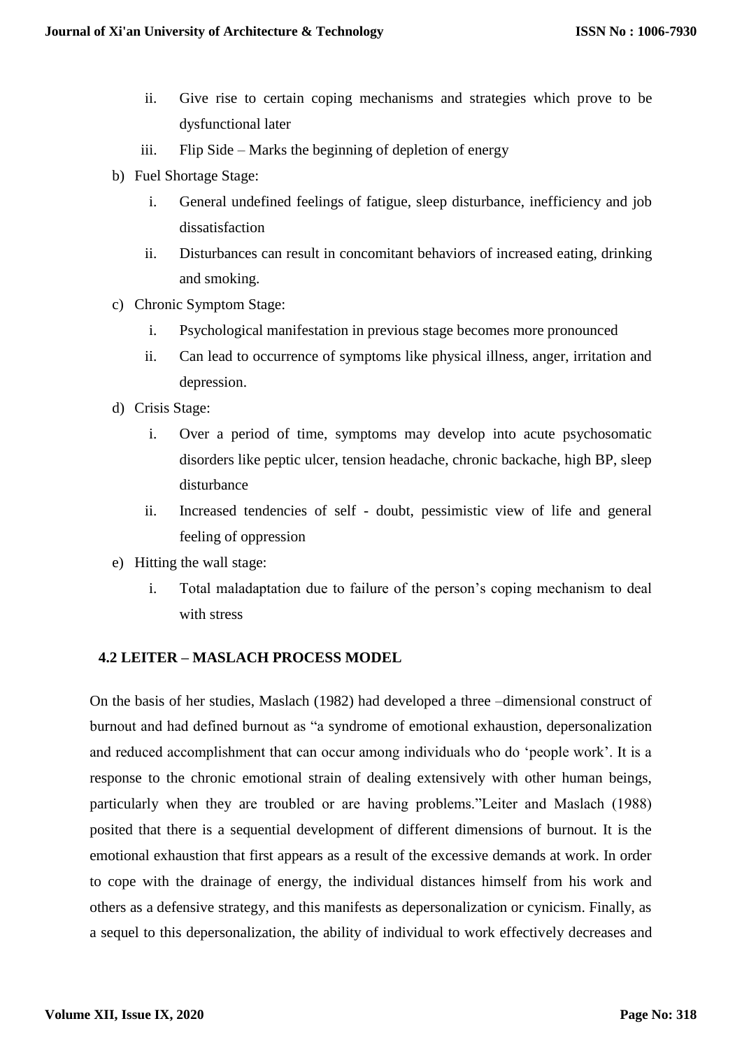- ii. Give rise to certain coping mechanisms and strategies which prove to be dysfunctional later
   - iii. Flip Side – Marks the beginning of depletion of energy

b) Fuel Shortage Stage:
   - i. General undefined feelings of fatigue, sleep disturbance, inefficiency and job dissatisfaction
   - ii. Disturbances can result in concomitant behaviors of increased eating, drinking and smoking.

c) Chronic Symptom Stage:
   - i. Psychological manifestation in previous stage becomes more pronounced
   - ii. Can lead to occurrence of symptoms like physical illness, anger, irritation and depression.

d) Crisis Stage:
   - i. Over a period of time, symptoms may develop into acute psychosomatic disorders like peptic ulcer, tension headache, chronic backache, high BP, sleep disturbance
   - ii. Increased tendencies of self - doubt, pessimistic view of life and general feeling of oppression

e) Hitting the wall stage:
   - i. Total maladaptation due to failure of the person's coping mechanism to deal with stress

## 4.2 LEITER – MASLACH PROCESS MODEL

On the basis of her studies, Maslach (1982) had developed a three –dimensional construct of burnout and had defined burnout as "a syndrome of emotional exhaustion, depersonalization and reduced accomplishment that can occur among individuals who do 'people work'. It is a response to the chronic emotional strain of dealing extensively with other human beings, particularly when they are troubled or are having problems."Leiter and Maslach (1988) posited that there is a sequential development of different dimensions of burnout. It is the emotional exhaustion that first appears as a result of the excessive demands at work. In order to cope with the drainage of energy, the individual distances himself from his work and others as a defensive strategy, and this manifests as depersonalization or cynicism. Finally, as a sequel to this depersonalization, the ability of individual to work effectively decreases and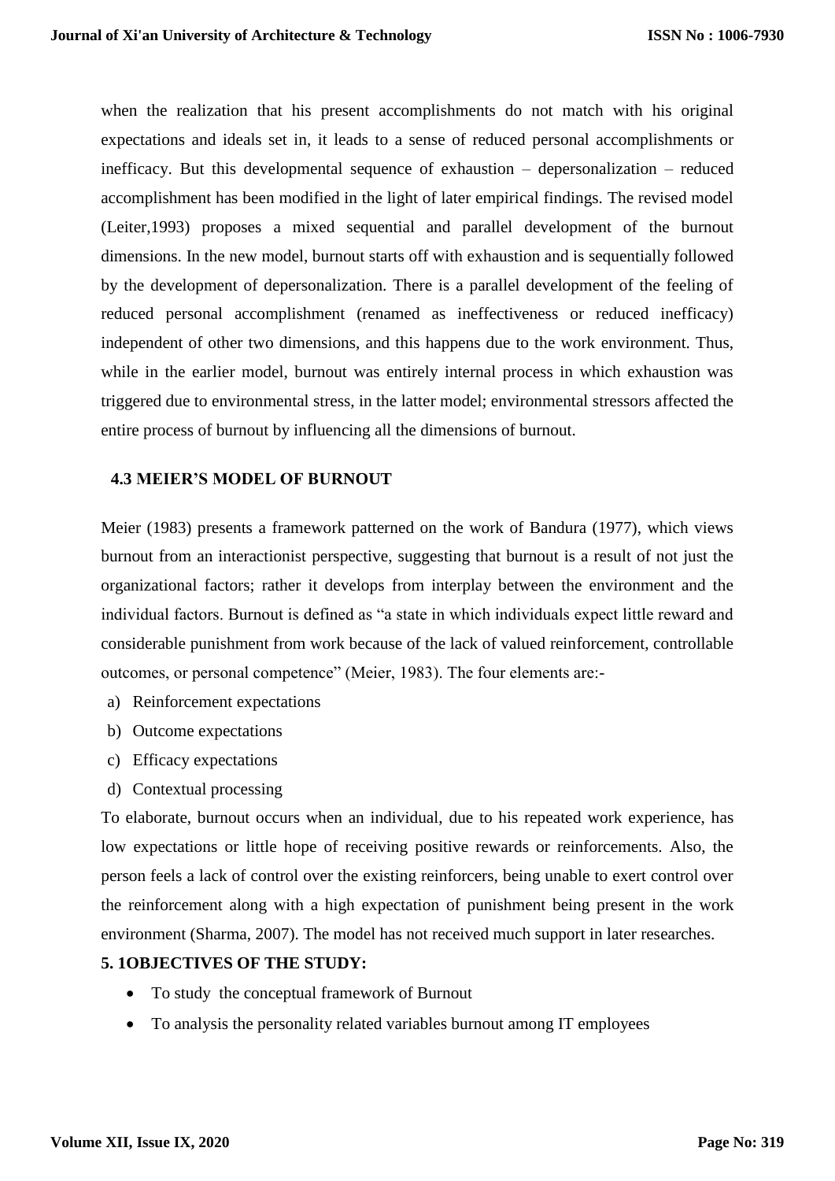when the realization that his present accomplishments do not match with his original expectations and ideals set in, it leads to a sense of reduced personal accomplishments or inefficacy. But this developmental sequence of exhaustion – depersonalization – reduced accomplishment has been modified in the light of later empirical findings. The revised model (Leiter,1993) proposes a mixed sequential and parallel development of the burnout dimensions. In the new model, burnout starts off with exhaustion and is sequentially followed by the development of depersonalization. There is a parallel development of the feeling of reduced personal accomplishment (renamed as ineffectiveness or reduced inefficacy) independent of other two dimensions, and this happens due to the work environment. Thus, while in the earlier model, burnout was entirely internal process in which exhaustion was triggered due to environmental stress, in the latter model; environmental stressors affected the entire process of burnout by influencing all the dimensions of burnout.

### 4.3 MEIER'S MODEL OF BURNOUT

Meier (1983) presents a framework patterned on the work of Bandura (1977), which views burnout from an interactionist perspective, suggesting that burnout is a result of not just the organizational factors; rather it develops from interplay between the environment and the individual factors. Burnout is defined as "a state in which individuals expect little reward and considerable punishment from work because of the lack of valued reinforcement, controllable outcomes, or personal competence" (Meier, 1983). The four elements are:-

a) Reinforcement expectations
b) Outcome expectations
c) Efficacy expectations
d) Contextual processing

To elaborate, burnout occurs when an individual, due to his repeated work experience, has low expectations or little hope of receiving positive rewards or reinforcements. Also, the person feels a lack of control over the existing reinforcers, being unable to exert control over the reinforcement along with a high expectation of punishment being present in the work environment (Sharma, 2007). The model has not received much support in later researches.

### 5. 1OBJECTIVES OF THE STUDY:

- To study the conceptual framework of Burnout
- To analysis the personality related variables burnout among IT employees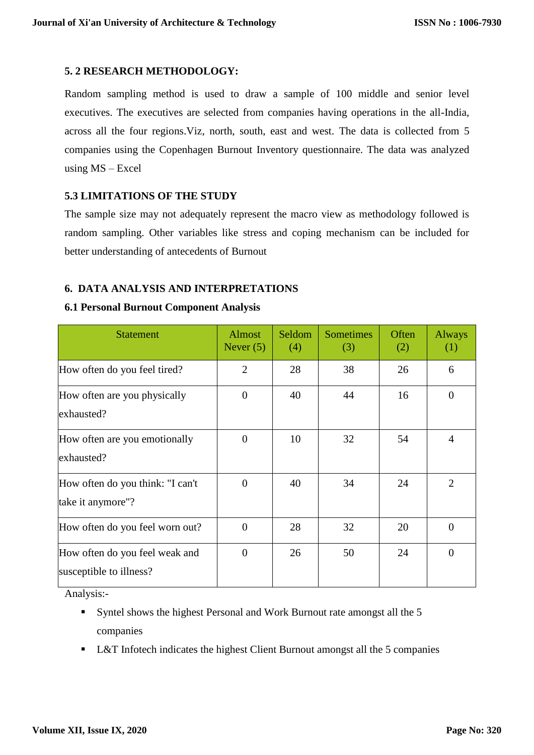### 5. 2 RESEARCH METHODOLOGY:

Random sampling method is used to draw a sample of 100 middle and senior level executives. The executives are selected from companies having operations in the all-India, across all the four regions.Viz, north, south, east and west. The data is collected from 5 companies using the Copenhagen Burnout Inventory questionnaire. The data was analyzed using MS – Excel

### 5.3 LIMITATIONS OF THE STUDY

The sample size may not adequately represent the macro view as methodology followed is random sampling. Other variables like stress and coping mechanism can be included for better understanding of antecedents of Burnout

## 6. DATA ANALYSIS AND INTERPRETATIONS

### 6.1 Personal Burnout Component Analysis

| Statement | Almost Never (5) | Seldom (4) | Sometimes (3) | Often (2) | Always (1) |
|---|---|---|---|---|---|
| How often do you feel tired? | 2 | 28 | 38 | 26 | 6 |
| How often are you physically exhausted? | 0 | 40 | 44 | 16 | 0 |
| How often are you emotionally exhausted? | 0 | 10 | 32 | 54 | 4 |
| How often do you think: "I can't take it anymore"? | 0 | 40 | 34 | 24 | 2 |
| How often do you feel worn out? | 0 | 28 | 32 | 20 | 0 |
| How often do you feel weak and susceptible to illness? | 0 | 26 | 50 | 24 | 0 |

Analysis:-

- Syntel shows the highest Personal and Work Burnout rate amongst all the 5 companies
- L&T Infotech indicates the highest Client Burnout amongst all the 5 companies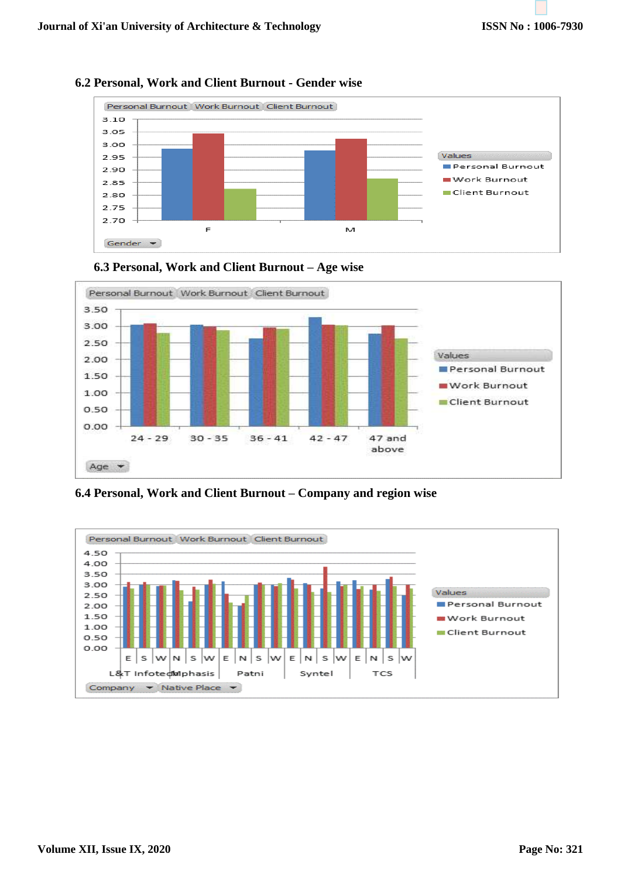### 6.2 Personal, Work and Client Burnout - Gender wise

Personal Burnout | Work Burnout | Client Burnout

3.10
3.05
3.00
2.95
2.90
2.85
2.80
2.75
2.70

F M

Values
- Personal Burnout
- Work Burnout
- Client Burnout

Gender

### 6.3 Personal, Work and Client Burnout – Age wise

Personal Burnout | Work Burnout | Client Burnout

3.50
3.00
2.50
2.00
1.50
1.00
0.50
0.00

24 - 29 | 30 - 35 | 36 - 41 | 42 - 47 | 47 and above

Values
- Personal Burnout
- Work Burnout
- Client Burnout

Age

### 6.4 Personal, Work and Client Burnout – Company and region wise

Personal Burnout | Work Burnout | Client Burnout

4.50
4.00
3.50
3.00
2.50
2.00
1.50
1.00
0.50
0.00

E | S | W | N | S | W | E | N | S | W | E | N | S | W | E | N | S | W

L&T Infotech | Mphasis | Patni | Syntel | TCS

Values
- Personal Burnout
- Work Burnout
- Client Burnout

Company | Native Place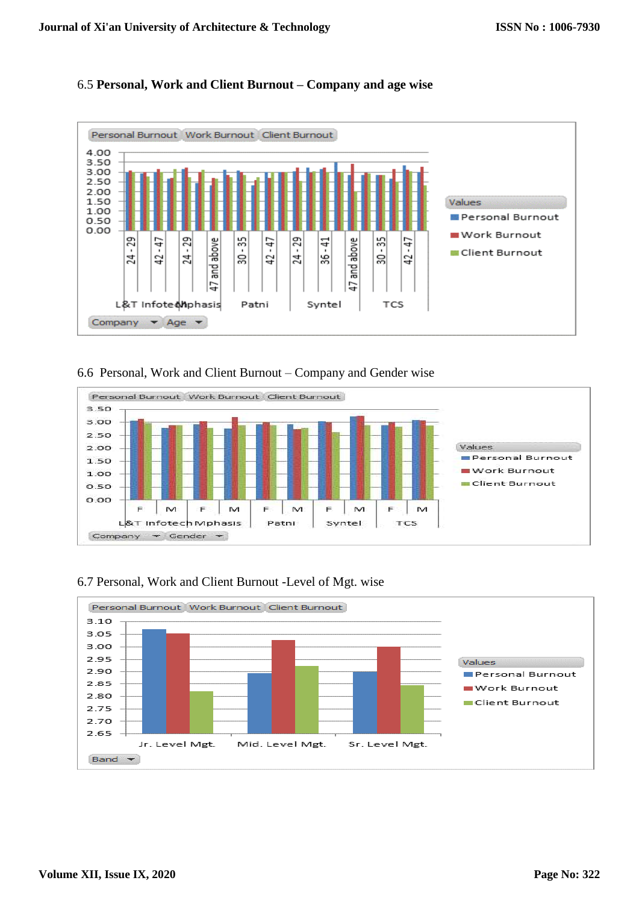6.5 **Personal, Work and Client Burnout – Company and age wise**

6.6 Personal, Work and Client Burnout – Company and Gender wise

6.7 Personal, Work and Client Burnout -Level of Mgt. wise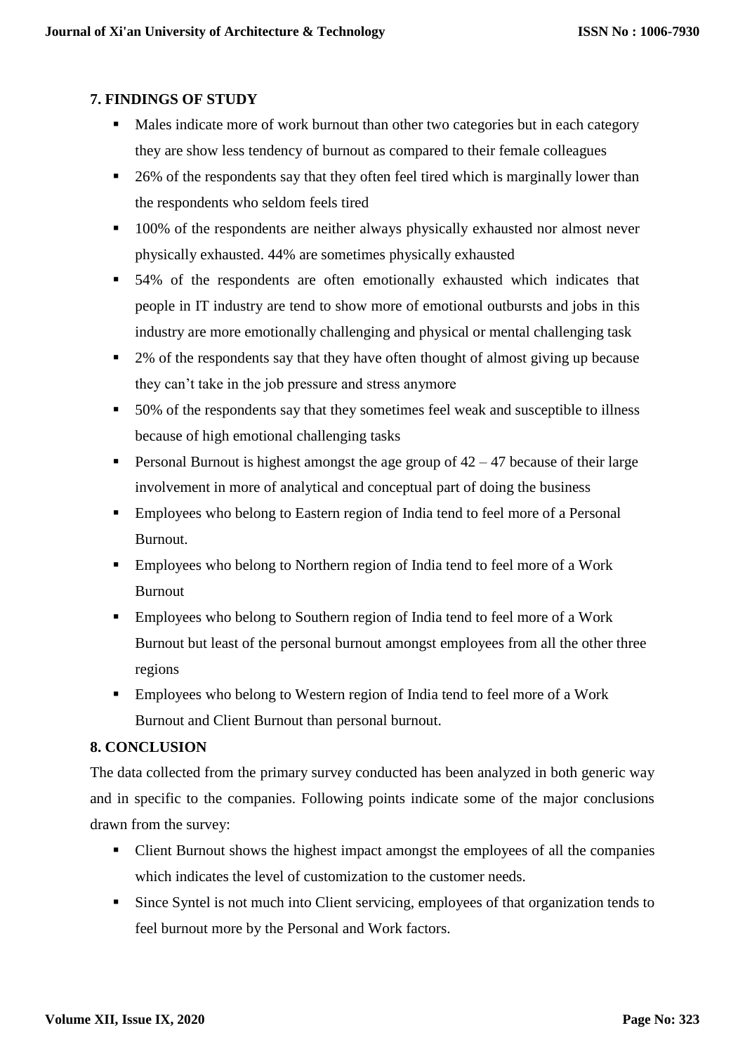## 7. FINDINGS OF STUDY

- Males indicate more of work burnout than other two categories but in each category they are show less tendency of burnout as compared to their female colleagues
- 26% of the respondents say that they often feel tired which is marginally lower than the respondents who seldom feels tired
- 100% of the respondents are neither always physically exhausted nor almost never physically exhausted. 44% are sometimes physically exhausted
- 54% of the respondents are often emotionally exhausted which indicates that people in IT industry are tend to show more of emotional outbursts and jobs in this industry are more emotionally challenging and physical or mental challenging task
- 2% of the respondents say that they have often thought of almost giving up because they can't take in the job pressure and stress anymore
- 50% of the respondents say that they sometimes feel weak and susceptible to illness because of high emotional challenging tasks
- Personal Burnout is highest amongst the age group of 42 – 47 because of their large involvement in more of analytical and conceptual part of doing the business
- Employees who belong to Eastern region of India tend to feel more of a Personal Burnout.
- Employees who belong to Northern region of India tend to feel more of a Work Burnout
- Employees who belong to Southern region of India tend to feel more of a Work Burnout but least of the personal burnout amongst employees from all the other three regions
- Employees who belong to Western region of India tend to feel more of a Work Burnout and Client Burnout than personal burnout.

## 8. CONCLUSION

The data collected from the primary survey conducted has been analyzed in both generic way and in specific to the companies. Following points indicate some of the major conclusions drawn from the survey:

- Client Burnout shows the highest impact amongst the employees of all the companies which indicates the level of customization to the customer needs.
- Since Syntel is not much into Client servicing, employees of that organization tends to feel burnout more by the Personal and Work factors.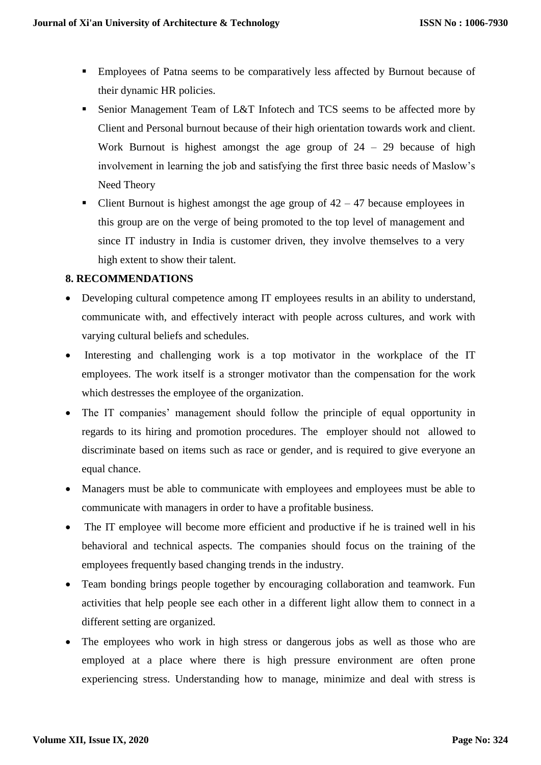- Employees of Patna seems to be comparatively less affected by Burnout because of their dynamic HR policies.
- Senior Management Team of L&T Infotech and TCS seems to be affected more by Client and Personal burnout because of their high orientation towards work and client. Work Burnout is highest amongst the age group of 24 – 29 because of high involvement in learning the job and satisfying the first three basic needs of Maslow's Need Theory
- Client Burnout is highest amongst the age group of 42 – 47 because employees in this group are on the verge of being promoted to the top level of management and since IT industry in India is customer driven, they involve themselves to a very high extent to show their talent.

## 8. RECOMMENDATIONS

- Developing cultural competence among IT employees results in an ability to understand, communicate with, and effectively interact with people across cultures, and work with varying cultural beliefs and schedules.
- Interesting and challenging work is a top motivator in the workplace of the IT employees. The work itself is a stronger motivator than the compensation for the work which destresses the employee of the organization.
- The IT companies' management should follow the principle of equal opportunity in regards to its hiring and promotion procedures. The employer should not allowed to discriminate based on items such as race or gender, and is required to give everyone an equal chance.
- Managers must be able to communicate with employees and employees must be able to communicate with managers in order to have a profitable business.
- The IT employee will become more efficient and productive if he is trained well in his behavioral and technical aspects. The companies should focus on the training of the employees frequently based changing trends in the industry.
- Team bonding brings people together by encouraging collaboration and teamwork. Fun activities that help people see each other in a different light allow them to connect in a different setting are organized.
- The employees who work in high stress or dangerous jobs as well as those who are employed at a place where there is high pressure environment are often prone experiencing stress. Understanding how to manage, minimize and deal with stress is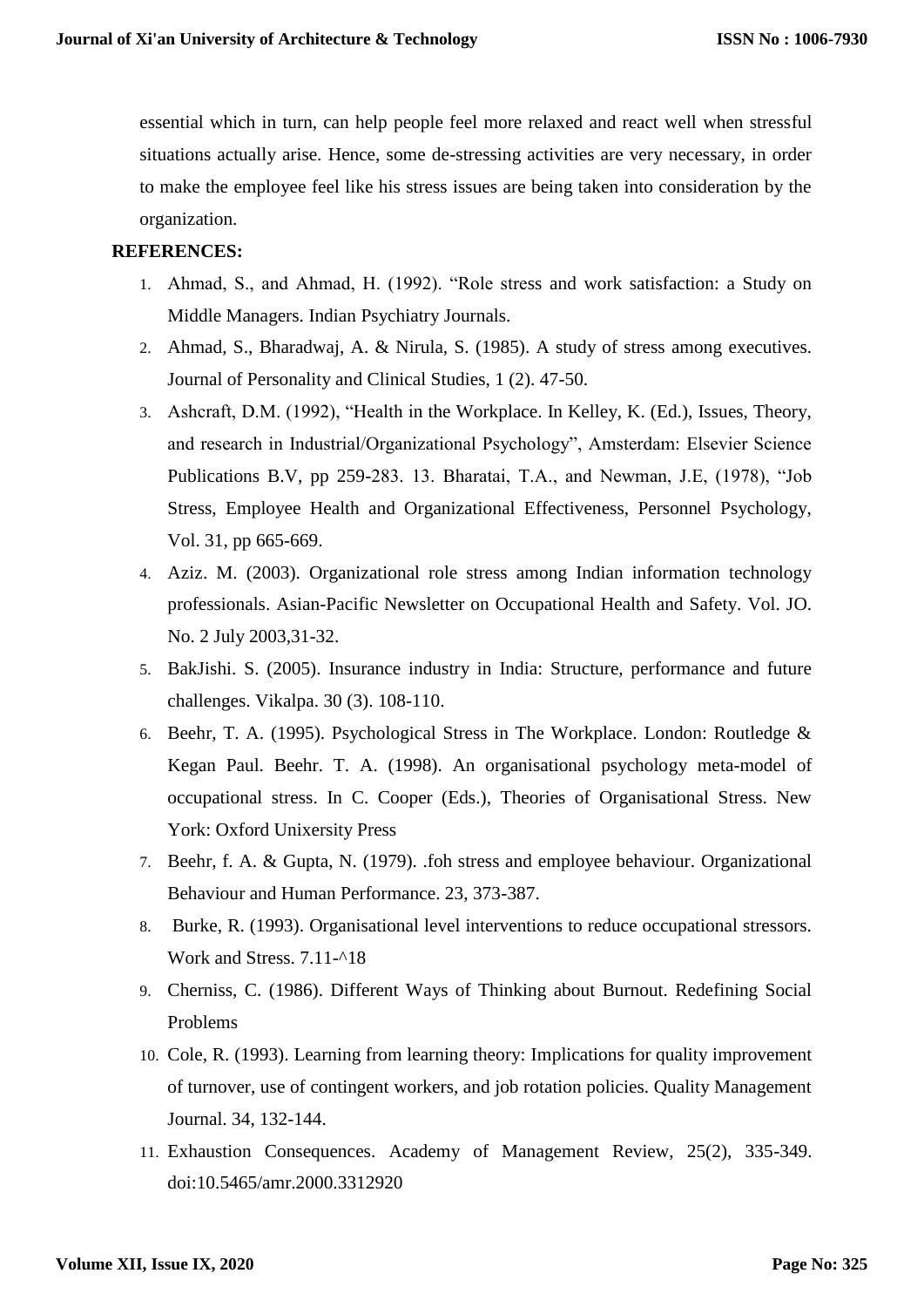essential which in turn, can help people feel more relaxed and react well when stressful situations actually arise. Hence, some de-stressing activities are very necessary, in order to make the employee feel like his stress issues are being taken into consideration by the organization.

**REFERENCES:**

1. Ahmad, S., and Ahmad, H. (1992). "Role stress and work satisfaction: a Study on Middle Managers. Indian Psychiatry Journals.
2. Ahmad, S., Bharadwaj, A. & Nirula, S. (1985). A study of stress among executives. Journal of Personality and Clinical Studies, 1 (2). 47-50.
3. Ashcraft, D.M. (1992), "Health in the Workplace. In Kelley, K. (Ed.), Issues, Theory, and research in Industrial/Organizational Psychology", Amsterdam: Elsevier Science Publications B.V, pp 259-283. 13. Bharatai, T.A., and Newman, J.E, (1978), "Job Stress, Employee Health and Organizational Effectiveness, Personnel Psychology, Vol. 31, pp 665-669.
4. Aziz. M. (2003). Organizational role stress among Indian information technology professionals. Asian-Pacific Newsletter on Occupational Health and Safety. Vol. JO. No. 2 July 2003,31-32.
5. BakJishi. S. (2005). Insurance industry in India: Structure, performance and future challenges. Vikalpa. 30 (3). 108-110.
6. Beehr, T. A. (1995). Psychological Stress in The Workplace. London: Routledge & Kegan Paul. Beehr. T. A. (1998). An organisational psychology meta-model of occupational stress. In C. Cooper (Eds.), Theories of Organisational Stress. New York: Oxford Unixersity Press
7. Beehr, f. A. & Gupta, N. (1979). .foh stress and employee behaviour. Organizational Behaviour and Human Performance. 23, 373-387.
8. Burke, R. (1993). Organisational level interventions to reduce occupational stressors. Work and Stress. 7.11-^18
9. Cherniss, C. (1986). Different Ways of Thinking about Burnout. Redefining Social Problems
10. Cole, R. (1993). Learning from learning theory: Implications for quality improvement of turnover, use of contingent workers, and job rotation policies. Quality Management Journal. 34, 132-144.
11. Exhaustion Consequences. Academy of Management Review, 25(2), 335-349. doi:10.5465/amr.2000.3312920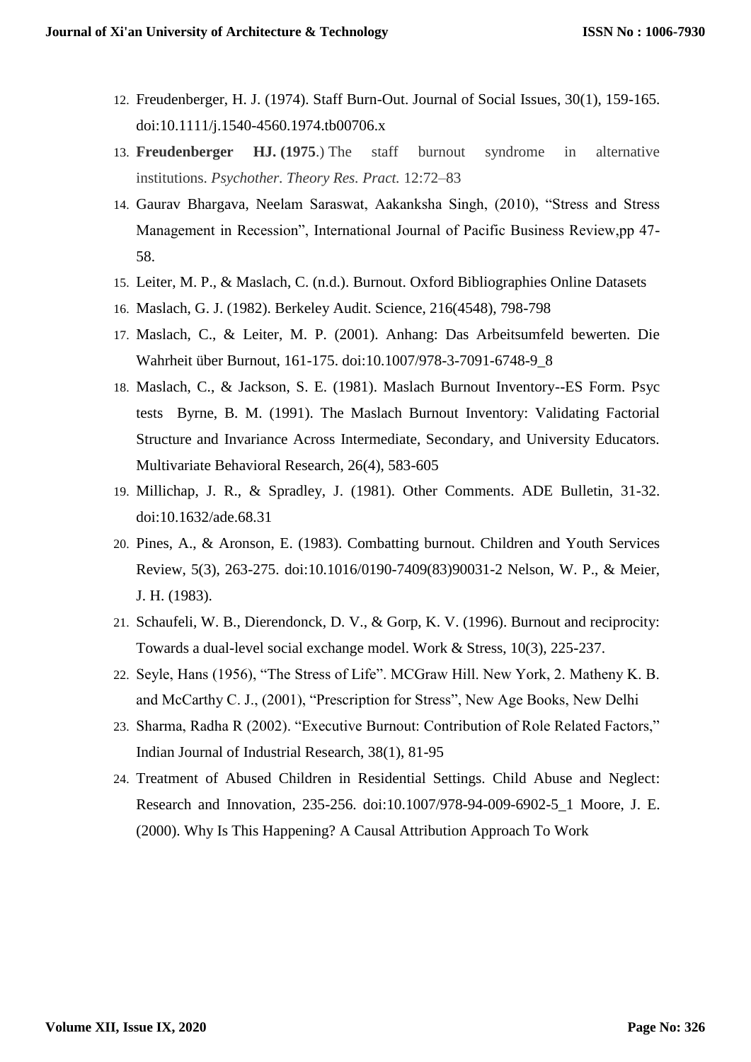12. Freudenberger, H. J. (1974). Staff Burn-Out. Journal of Social Issues, 30(1), 159-165. doi:10.1111/j.1540-4560.1974.tb00706.x
13. **Freudenberger HJ. (1975**.) The staff burnout syndrome in alternative institutions. *Psychother. Theory Res. Pract.* 12:72–83
14. Gaurav Bhargava, Neelam Saraswat, Aakanksha Singh, (2010), "Stress and Stress Management in Recession", International Journal of Pacific Business Review,pp 47-58.
15. Leiter, M. P., & Maslach, C. (n.d.). Burnout. Oxford Bibliographies Online Datasets
16. Maslach, G. J. (1982). Berkeley Audit. Science, 216(4548), 798-798
17. Maslach, C., & Leiter, M. P. (2001). Anhang: Das Arbeitsumfeld bewerten. Die Wahrheit über Burnout, 161-175. doi:10.1007/978-3-7091-6748-9_8
18. Maslach, C., & Jackson, S. E. (1981). Maslach Burnout Inventory--ES Form. Psyc tests Byrne, B. M. (1991). The Maslach Burnout Inventory: Validating Factorial Structure and Invariance Across Intermediate, Secondary, and University Educators. Multivariate Behavioral Research, 26(4), 583-605
19. Millichap, J. R., & Spradley, J. (1981). Other Comments. ADE Bulletin, 31-32. doi:10.1632/ade.68.31
20. Pines, A., & Aronson, E. (1983). Combatting burnout. Children and Youth Services Review, 5(3), 263-275. doi:10.1016/0190-7409(83)90031-2 Nelson, W. P., & Meier, J. H. (1983).
21. Schaufeli, W. B., Dierendonck, D. V., & Gorp, K. V. (1996). Burnout and reciprocity: Towards a dual-level social exchange model. Work & Stress, 10(3), 225-237.
22. Seyle, Hans (1956), "The Stress of Life". MCGraw Hill. New York, 2. Matheny K. B. and McCarthy C. J., (2001), "Prescription for Stress", New Age Books, New Delhi
23. Sharma, Radha R (2002). "Executive Burnout: Contribution of Role Related Factors," Indian Journal of Industrial Research, 38(1), 81-95
24. Treatment of Abused Children in Residential Settings. Child Abuse and Neglect: Research and Innovation, 235-256. doi:10.1007/978-94-009-6902-5_1 Moore, J. E. (2000). Why Is This Happening? A Causal Attribution Approach To Work